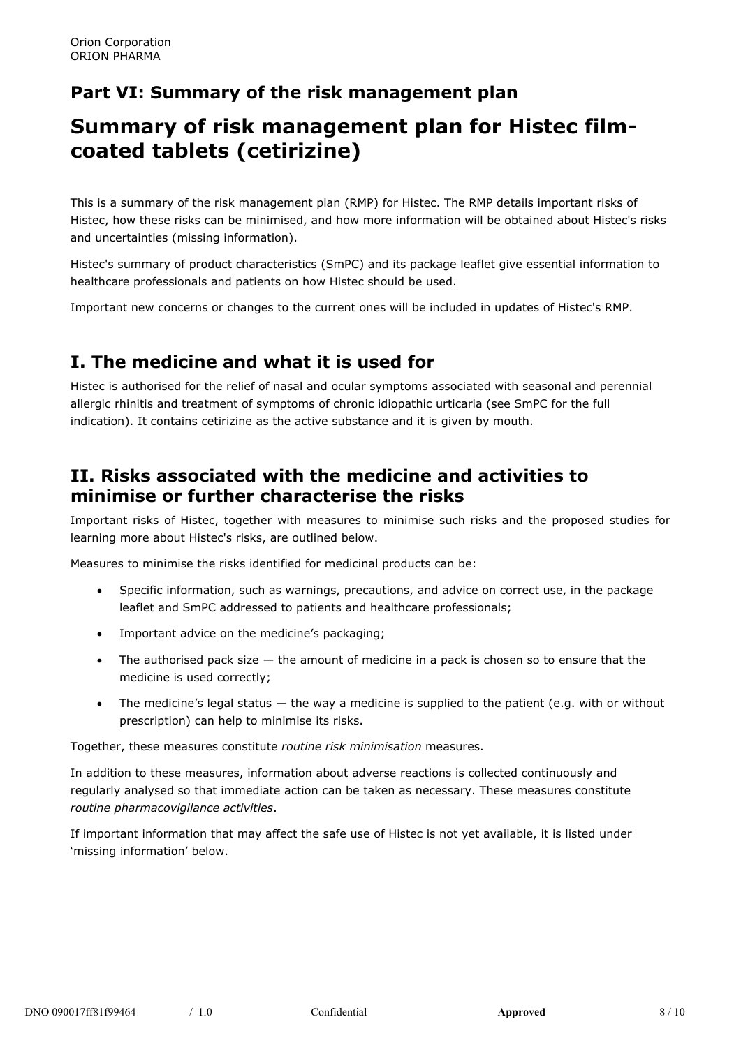## Part VI: Summary of the risk management plan

# Summary of risk management plan for Histec film-coated tablets (cetirizine)

This is a summary of the risk management plan (RMP) for Histec. The RMP details important risks of Histec, how these risks can be minimised, and how more information will be obtained about Histec's risks and uncertainties (missing information).

Histec's summary of product characteristics (SmPC) and its package leaflet give essential information to healthcare professionals and patients on how Histec should be used.

Important new concerns or changes to the current ones will be included in updates of Histec's RMP.

## I. The medicine and what it is used for

Histec is authorised for the relief of nasal and ocular symptoms associated with seasonal and perennial allergic rhinitis and treatment of symptoms of chronic idiopathic urticaria (see SmPC for the full indication). It contains cetirizine as the active substance and it is given by mouth.

## II. Risks associated with the medicine and activities to minimise or further characterise the risks

Important risks of Histec, together with measures to minimise such risks and the proposed studies for learning more about Histec's risks, are outlined below.

Measures to minimise the risks identified for medicinal products can be:

- Specific information, such as warnings, precautions, and advice on correct use, in the package leaflet and SmPC addressed to patients and healthcare professionals;
- Important advice on the medicine's packaging;
- The authorised pack size — the amount of medicine in a pack is chosen so to ensure that the medicine is used correctly;
- The medicine's legal status — the way a medicine is supplied to the patient (e.g. with or without prescription) can help to minimise its risks.

Together, these measures constitute *routine risk minimisation* measures.

In addition to these measures, information about adverse reactions is collected continuously and regularly analysed so that immediate action can be taken as necessary. These measures constitute *routine pharmacovigilance activities*.

If important information that may affect the safe use of Histec is not yet available, it is listed under 'missing information' below.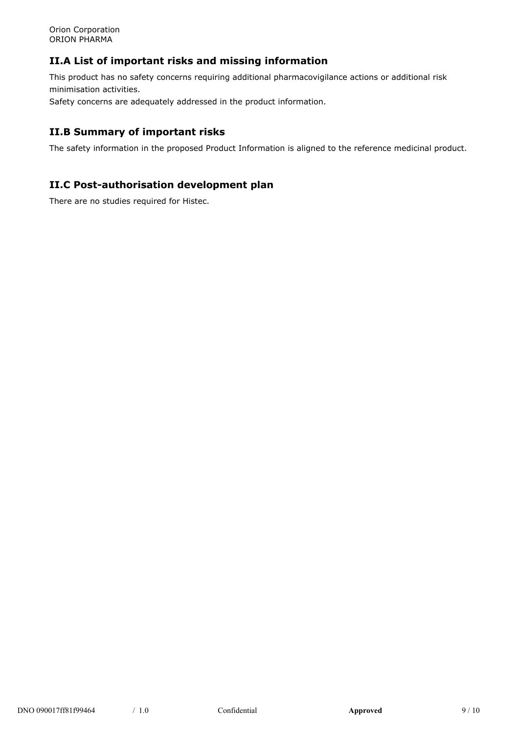## II.A List of important risks and missing information

This product has no safety concerns requiring additional pharmacovigilance actions or additional risk minimisation activities.
Safety concerns are adequately addressed in the product information.

## II.B Summary of important risks

The safety information in the proposed Product Information is aligned to the reference medicinal product.

## II.C Post-authorisation development plan

There are no studies required for Histec.